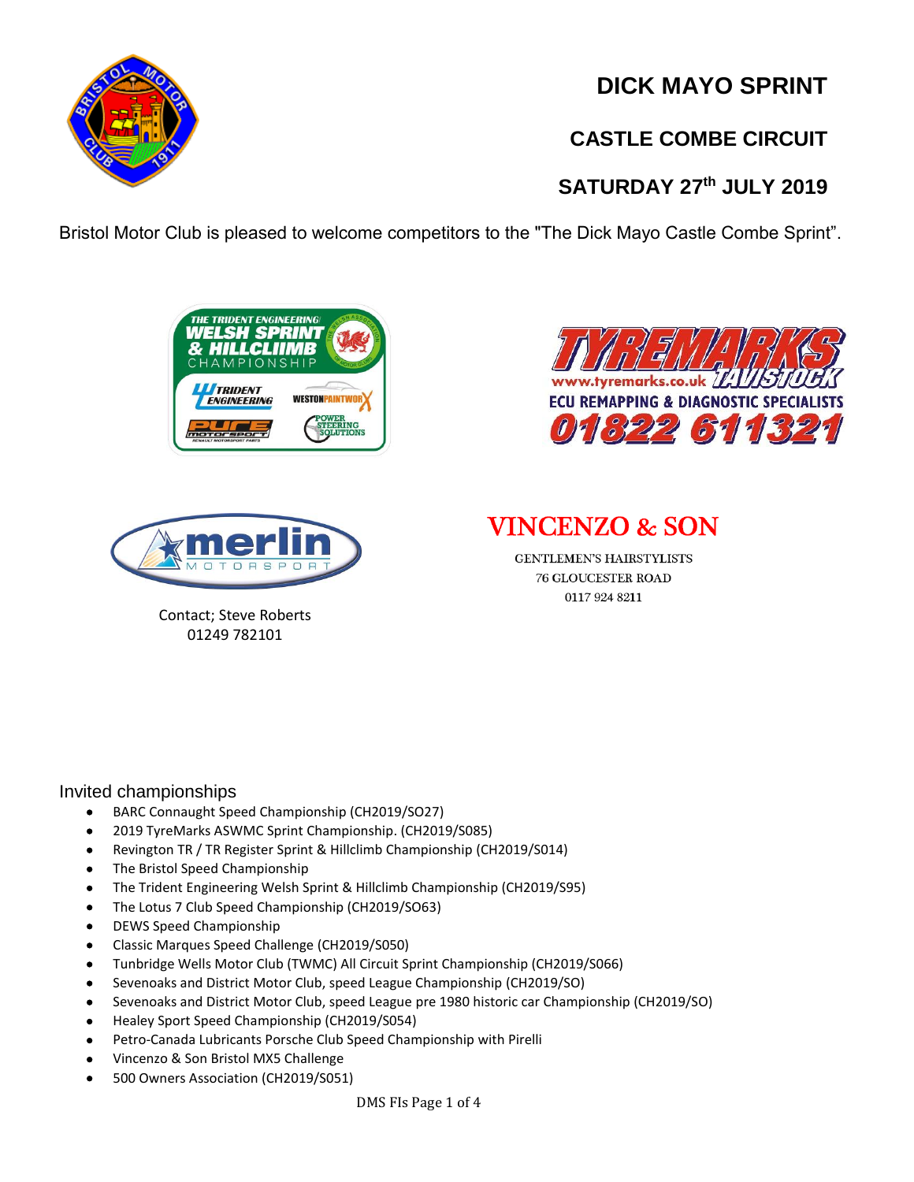# DICK MAYO SPRINT

## CASTLE COMBE CIRCUIT

## SATURDAY 27th JULY 2019

Bristol Motor Club is pleased to welcome competitors to the "The Dick Mayo Castle Combe Sprint".

THE TRIDENT ENGINEERING WELSH SPRINT & HILLCLIMB CHAMPIONSHIP

TRIDENT ENGINEERING

WESTON PAINTWORX

PURE MOTORSPORT

POWER STEERING SOLUTIONS

TYREMARKS TAVISTOCK

www.tyremarks.co.uk

ECU REMAPPING & DIAGNOSTIC SPECIALISTS

01822 611321

merlin MOTORSPORT

Contact; Steve Roberts
01249 782101

VINCENZO & SON

GENTLEMEN'S HAIRSTYLISTS
76 GLOUCESTER ROAD
0117 924 8211

Invited championships

- BARC Connaught Speed Championship (CH2019/SO27)
- 2019 TyreMarks ASWMC Sprint Championship. (CH2019/S085)
- Revington TR / TR Register Sprint & Hillclimb Championship (CH2019/S014)
- The Bristol Speed Championship
- The Trident Engineering Welsh Sprint & Hillclimb Championship (CH2019/S95)
- The Lotus 7 Club Speed Championship (CH2019/SO63)
- DEWS Speed Championship
- Classic Marques Speed Challenge (CH2019/S050)
- Tunbridge Wells Motor Club (TWMC) All Circuit Sprint Championship (CH2019/S066)
- Sevenoaks and District Motor Club, speed League Championship (CH2019/SO)
- Sevenoaks and District Motor Club, speed League pre 1980 historic car Championship (CH2019/SO)
- Healey Sport Speed Championship (CH2019/S054)
- Petro-Canada Lubricants Porsche Club Speed Championship with Pirelli
- Vincenzo & Son Bristol MX5 Challenge
- 500 Owners Association (CH2019/S051)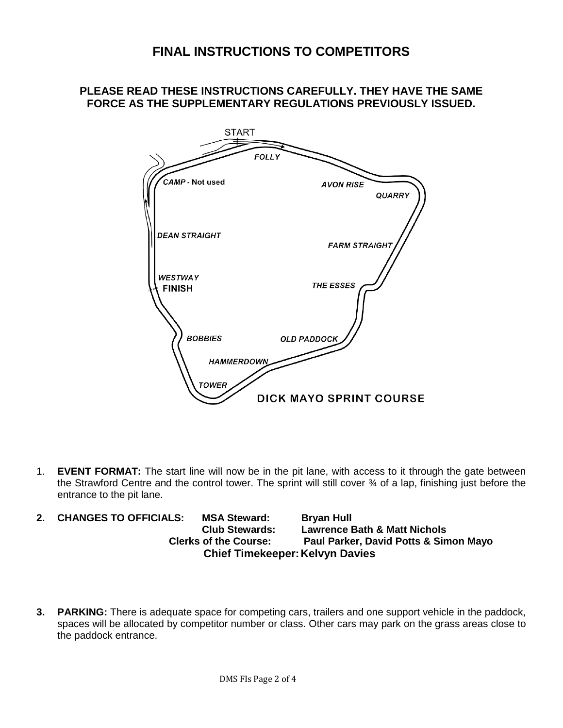# FINAL INSTRUCTIONS TO COMPETITORS

**PLEASE READ THESE INSTRUCTIONS CAREFULLY. THEY HAVE THE SAME FORCE AS THE SUPPLEMENTARY REGULATIONS PREVIOUSLY ISSUED.**

1. **EVENT FORMAT:** The start line will now be in the pit lane, with access to it through the gate between the Strawford Centre and the control tower. The sprint will still cover ¾ of a lap, finishing just before the entrance to the pit lane.

2. **CHANGES TO OFFICIALS:**
   - **MSA Steward:** **Bryan Hull**
   - **Club Stewards:** **Lawrence Bath & Matt Nichols**
   - **Clerks of the Course:** **Paul Parker, David Potts & Simon Mayo**
   - **Chief Timekeeper:** **Kelvyn Davies**

3. **PARKING:** There is adequate space for competing cars, trailers and one support vehicle in the paddock, spaces will be allocated by competitor number or class. Other cars may park on the grass areas close to the paddock entrance.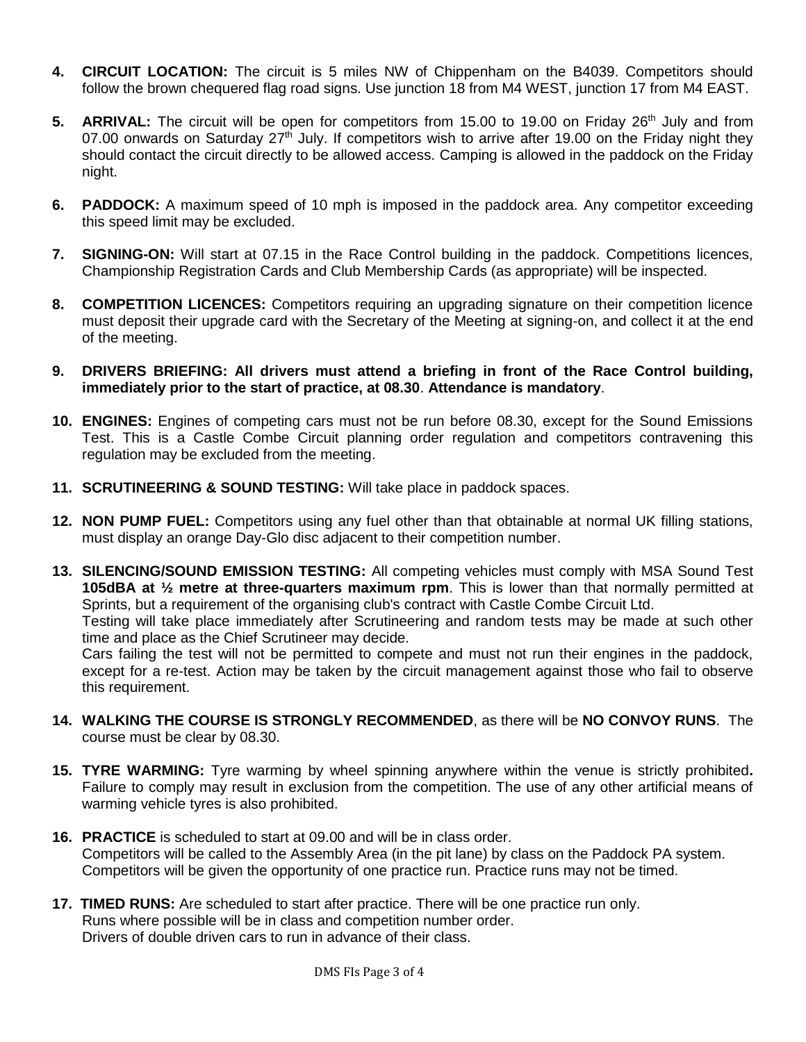4. **CIRCUIT LOCATION:** The circuit is 5 miles NW of Chippenham on the B4039. Competitors should follow the brown chequered flag road signs. Use junction 18 from M4 WEST, junction 17 from M4 EAST.

5. **ARRIVAL:** The circuit will be open for competitors from 15.00 to 19.00 on Friday 26th July and from 07.00 onwards on Saturday 27th July. If competitors wish to arrive after 19.00 on the Friday night they should contact the circuit directly to be allowed access. Camping is allowed in the paddock on the Friday night.

6. **PADDOCK:** A maximum speed of 10 mph is imposed in the paddock area. Any competitor exceeding this speed limit may be excluded.

7. **SIGNING-ON:** Will start at 07.15 in the Race Control building in the paddock. Competitions licences, Championship Registration Cards and Club Membership Cards (as appropriate) will be inspected.

8. **COMPETITION LICENCES:** Competitors requiring an upgrading signature on their competition licence must deposit their upgrade card with the Secretary of the Meeting at signing-on, and collect it at the end of the meeting.

9. **DRIVERS BRIEFING: All drivers must attend a briefing in front of the Race Control building, immediately prior to the start of practice, at 08.30**. **Attendance is mandatory**.

10. **ENGINES:** Engines of competing cars must not be run before 08.30, except for the Sound Emissions Test. This is a Castle Combe Circuit planning order regulation and competitors contravening this regulation may be excluded from the meeting.

11. **SCRUTINEERING & SOUND TESTING:** Will take place in paddock spaces.

12. **NON PUMP FUEL:** Competitors using any fuel other than that obtainable at normal UK filling stations, must display an orange Day-Glo disc adjacent to their competition number.

13. **SILENCING/SOUND EMISSION TESTING:** All competing vehicles must comply with MSA Sound Test **105dBA at ½ metre at three-quarters maximum rpm**. This is lower than that normally permitted at Sprints, but a requirement of the organising club's contract with Castle Combe Circuit Ltd.
    Testing will take place immediately after Scrutineering and random tests may be made at such other time and place as the Chief Scrutineer may decide.
    Cars failing the test will not be permitted to compete and must not run their engines in the paddock, except for a re-test. Action may be taken by the circuit management against those who fail to observe this requirement.

14. **WALKING THE COURSE IS STRONGLY RECOMMENDED**, as there will be **NO CONVOY RUNS**. The course must be clear by 08.30.

15. **TYRE WARMING:** Tyre warming by wheel spinning anywhere within the venue is strictly prohibited**.** Failure to comply may result in exclusion from the competition. The use of any other artificial means of warming vehicle tyres is also prohibited.

16. **PRACTICE** is scheduled to start at 09.00 and will be in class order.
    Competitors will be called to the Assembly Area (in the pit lane) by class on the Paddock PA system.
    Competitors will be given the opportunity of one practice run. Practice runs may not be timed.

17. **TIMED RUNS:** Are scheduled to start after practice. There will be one practice run only.
    Runs where possible will be in class and competition number order.
    Drivers of double driven cars to run in advance of their class.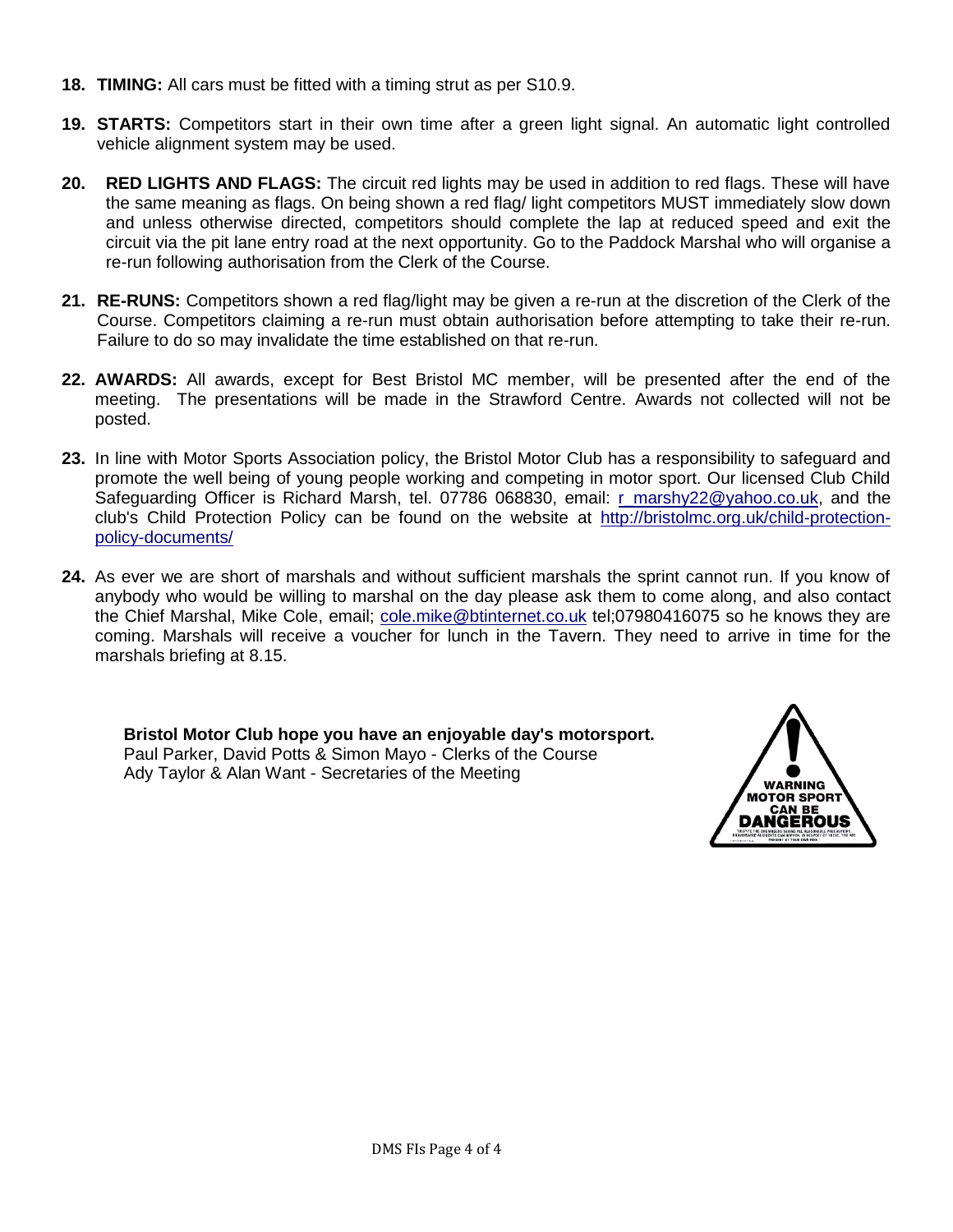18. **TIMING:** All cars must be fitted with a timing strut as per S10.9.

19. **STARTS:** Competitors start in their own time after a green light signal. An automatic light controlled vehicle alignment system may be used.

20. **RED LIGHTS AND FLAGS:** The circuit red lights may be used in addition to red flags. These will have the same meaning as flags. On being shown a red flag/ light competitors MUST immediately slow down and unless otherwise directed, competitors should complete the lap at reduced speed and exit the circuit via the pit lane entry road at the next opportunity. Go to the Paddock Marshal who will organise a re-run following authorisation from the Clerk of the Course.

21. **RE-RUNS:** Competitors shown a red flag/light may be given a re-run at the discretion of the Clerk of the Course. Competitors claiming a re-run must obtain authorisation before attempting to take their re-run. Failure to do so may invalidate the time established on that re-run.

22. **AWARDS:** All awards, except for Best Bristol MC member, will be presented after the end of the meeting. The presentations will be made in the Strawford Centre. Awards not collected will not be posted.

23. In line with Motor Sports Association policy, the Bristol Motor Club has a responsibility to safeguard and promote the well being of young people working and competing in motor sport. Our licensed Club Child Safeguarding Officer is Richard Marsh, tel. 07786 068830, email: r_marshy22@yahoo.co.uk, and the club's Child Protection Policy can be found on the website at http://bristolmc.org.uk/child-protection-policy-documents/

24. As ever we are short of marshals and without sufficient marshals the sprint cannot run. If you know of anybody who would be willing to marshal on the day please ask them to come along, and also contact the Chief Marshal, Mike Cole, email; cole.mike@btinternet.co.uk tel;07980416075 so he knows they are coming. Marshals will receive a voucher for lunch in the Tavern. They need to arrive in time for the marshals briefing at 8.15.

**Bristol Motor Club hope you have an enjoyable day's motorsport.**
Paul Parker, David Potts & Simon Mayo - Clerks of the Course
Ady Taylor & Alan Want - Secretaries of the Meeting

WARNING
MOTOR SPORT
CAN BE
DANGEROUS